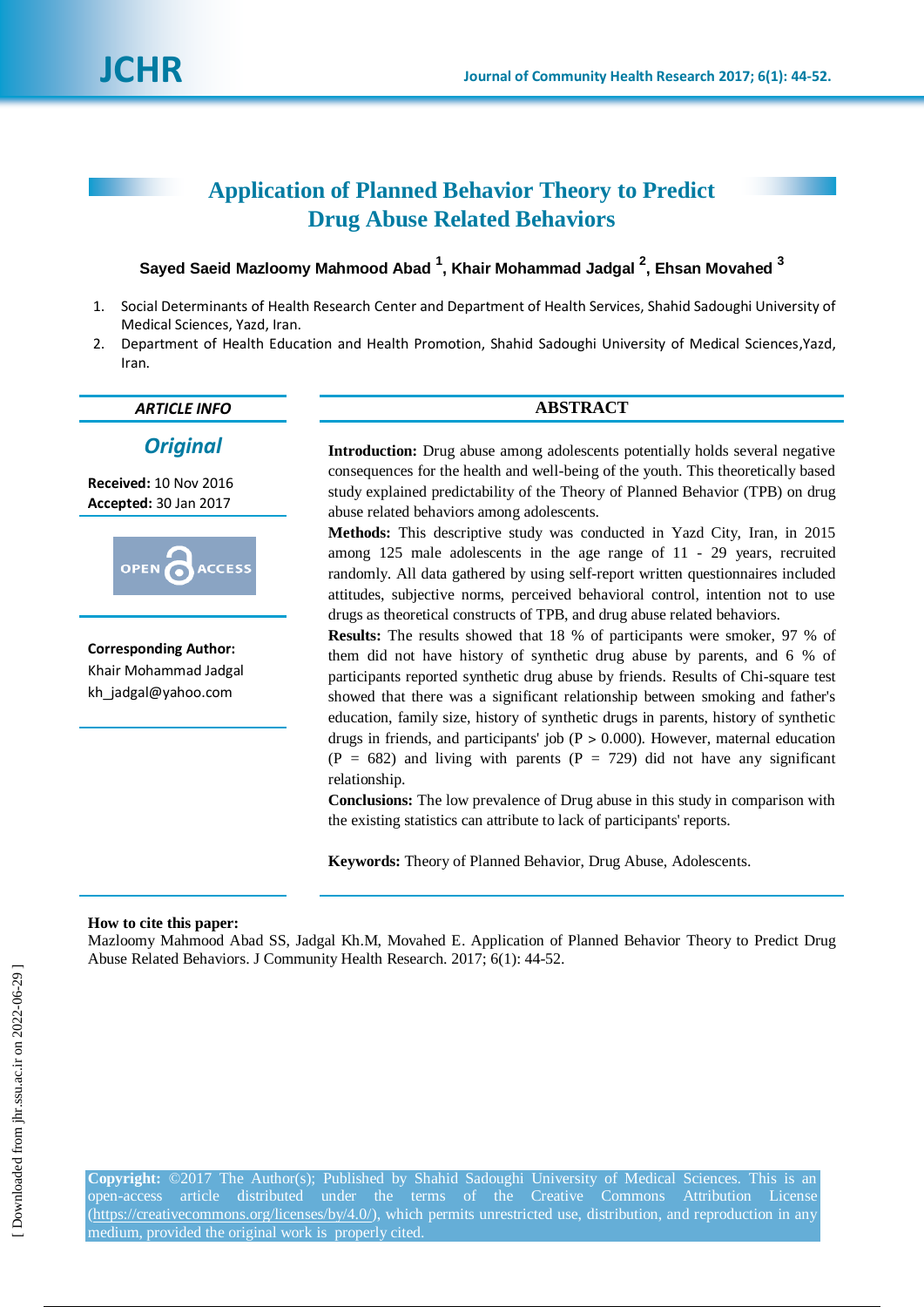# Application of Planned Behavior Theory to Predict Drug Abuse Related Behaviors

**Sayed Saeid Mazloomy Mahmood Abad [1], Khair Mohammad Jadgal [2], Ehsan Movahed [3]**

1. Social Determinants of Health Research Center and Department of Health Services, Shahid Sadoughi University of Medical Sciences, Yazd, Iran.
2. Department of Health Education and Health Promotion, Shahid Sadoughi University of Medical Sciences,Yazd, Iran.

***ARTICLE INFO***

***Original***

**Received:** 10 Nov 2016
**Accepted:** 30 Jan 2017

OPEN ACCESS

**Corresponding Author:**
Khair Mohammad Jadgal
kh_jadgal@yahoo.com

## ABSTRACT

**Introduction:** Drug abuse among adolescents potentially holds several negative consequences for the health and well-being of the youth. This theoretically based study explained predictability of the Theory of Planned Behavior (TPB) on drug abuse related behaviors among adolescents.

**Methods:** This descriptive study was conducted in Yazd City, Iran, in 2015 among 125 male adolescents in the age range of 11 - 29 years, recruited randomly. All data gathered by using self-report written questionnaires included attitudes, subjective norms, perceived behavioral control, intention not to use drugs as theoretical constructs of TPB, and drug abuse related behaviors.

**Results:** The results showed that 18 % of participants were smoker, 97 % of them did not have history of synthetic drug abuse by parents, and 6 % of participants reported synthetic drug abuse by friends. Results of Chi-square test showed that there was a significant relationship between smoking and father's education, family size, history of synthetic drugs in parents, history of synthetic drugs in friends, and participants' job ($P > 0.000$). However, maternal education ($P = 682$) and living with parents ($P = 729$) did not have any significant relationship.

**Conclusions:** The low prevalence of Drug abuse in this study in comparison with the existing statistics can attribute to lack of participants' reports.

**Keywords:** Theory of Planned Behavior, Drug Abuse, Adolescents.

**How to cite this paper:**
Mazloomy Mahmood Abad SS, Jadgal Kh.M, Movahed E. Application of Planned Behavior Theory to Predict Drug Abuse Related Behaviors. J Community Health Research. 2017; 6(1): 44-52.

**Copyright:** ©2017 The Author(s); Published by Shahid Sadoughi University of Medical Sciences. This is an open-access article distributed under the terms of the Creative Commons Attribution License (https://creativecommons.org/licenses/by/4.0/), which permits unrestricted use, distribution, and reproduction in any medium, provided the original work is properly cited.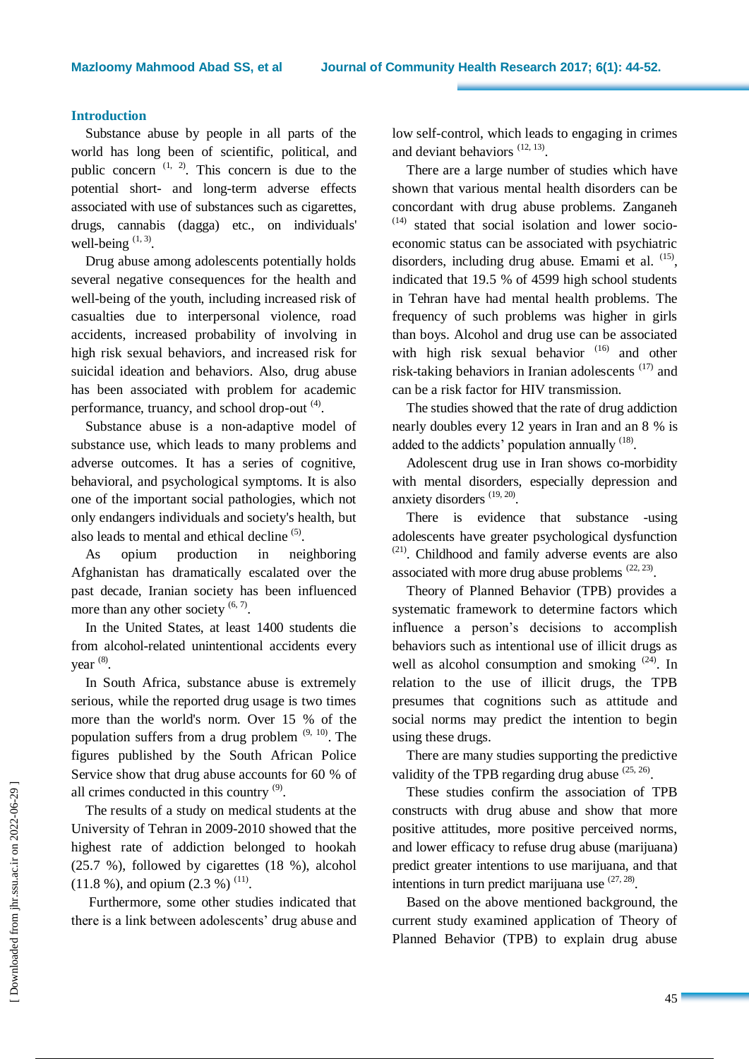## Introduction

Substance abuse by people in all parts of the world has long been of scientific, political, and public concern [1, 2]. This concern is due to the potential short- and long-term adverse effects associated with use of substances such as cigarettes, drugs, cannabis (dagga) etc., on individuals' well-being [1, 3].

Drug abuse among adolescents potentially holds several negative consequences for the health and well-being of the youth, including increased risk of casualties due to interpersonal violence, road accidents, increased probability of involving in high risk sexual behaviors, and increased risk for suicidal ideation and behaviors. Also, drug abuse has been associated with problem for academic performance, truancy, and school drop-out [4].

Substance abuse is a non-adaptive model of substance use, which leads to many problems and adverse outcomes. It has a series of cognitive, behavioral, and psychological symptoms. It is also one of the important social pathologies, which not only endangers individuals and society's health, but also leads to mental and ethical decline [5].

As opium production in neighboring Afghanistan has dramatically escalated over the past decade, Iranian society has been influenced more than any other society [6, 7].

In the United States, at least 1400 students die from alcohol-related unintentional accidents every year [8].

In South Africa, substance abuse is extremely serious, while the reported drug usage is two times more than the world's norm. Over 15 % of the population suffers from a drug problem [9, 10]. The figures published by the South African Police Service show that drug abuse accounts for 60 % of all crimes conducted in this country [9].

The results of a study on medical students at the University of Tehran in 2009-2010 showed that the highest rate of addiction belonged to hookah (25.7 %), followed by cigarettes (18 %), alcohol (11.8 %), and opium (2.3 %) [11].

Furthermore, some other studies indicated that there is a link between adolescents' drug abuse and low self-control, which leads to engaging in crimes and deviant behaviors [12, 13].

There are a large number of studies which have shown that various mental health disorders can be concordant with drug abuse problems. Zanganeh [14] stated that social isolation and lower socio-economic status can be associated with psychiatric disorders, including drug abuse. Emami et al. [15], indicated that 19.5 % of 4599 high school students in Tehran have had mental health problems. The frequency of such problems was higher in girls than boys. Alcohol and drug use can be associated with high risk sexual behavior [16] and other risk-taking behaviors in Iranian adolescents [17] and can be a risk factor for HIV transmission.

The studies showed that the rate of drug addiction nearly doubles every 12 years in Iran and an 8 % is added to the addicts' population annually [18].

Adolescent drug use in Iran shows co-morbidity with mental disorders, especially depression and anxiety disorders [19, 20].

There is evidence that substance -using adolescents have greater psychological dysfunction [21]. Childhood and family adverse events are also associated with more drug abuse problems [22, 23].

Theory of Planned Behavior (TPB) provides a systematic framework to determine factors which influence a person's decisions to accomplish behaviors such as intentional use of illicit drugs as well as alcohol consumption and smoking [24]. In relation to the use of illicit drugs, the TPB presumes that cognitions such as attitude and social norms may predict the intention to begin using these drugs.

There are many studies supporting the predictive validity of the TPB regarding drug abuse [25, 26].

These studies confirm the association of TPB constructs with drug abuse and show that more positive attitudes, more positive perceived norms, and lower efficacy to refuse drug abuse (marijuana) predict greater intentions to use marijuana, and that intentions in turn predict marijuana use [27, 28].

Based on the above mentioned background, the current study examined application of Theory of Planned Behavior (TPB) to explain drug abuse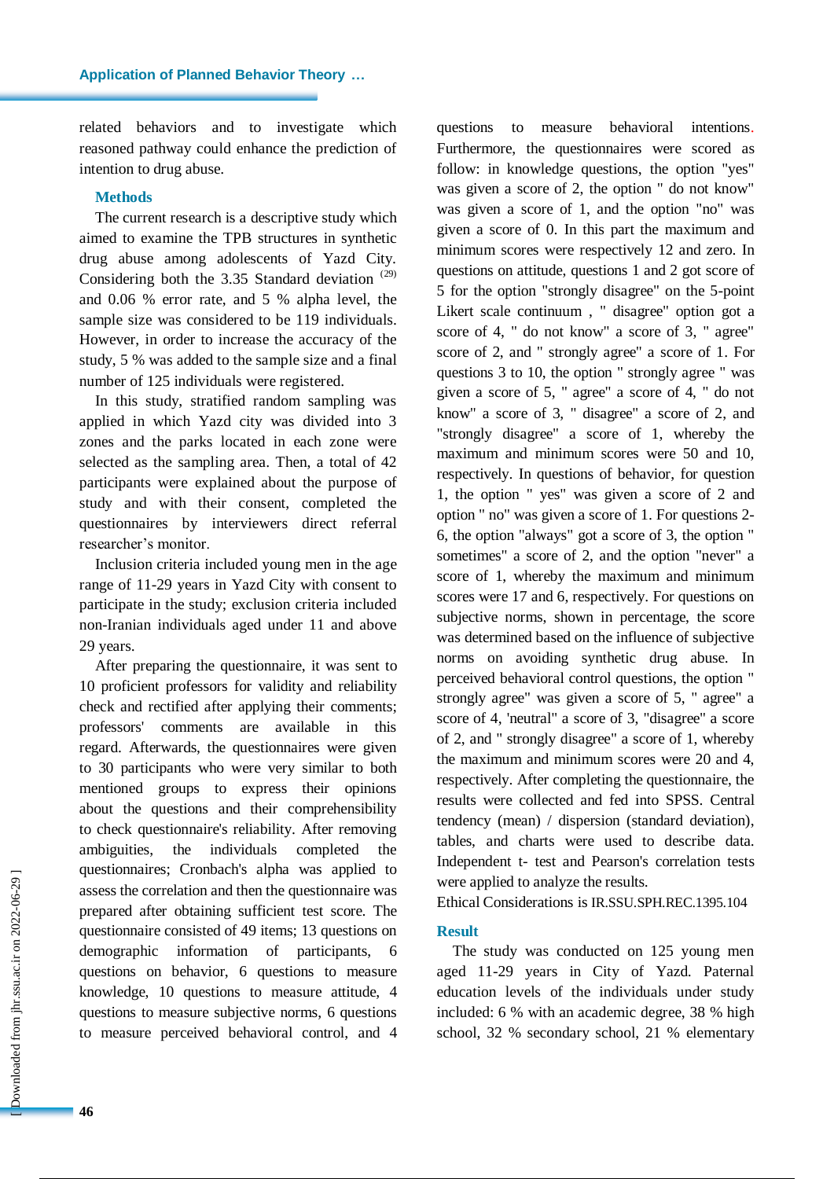related behaviors and to investigate which reasoned pathway could enhance the prediction of intention to drug abuse.

## Methods

The current research is a descriptive study which aimed to examine the TPB structures in synthetic drug abuse among adolescents of Yazd City. Considering both the 3.35 Standard deviation [29] and 0.06 % error rate, and 5 % alpha level, the sample size was considered to be 119 individuals. However, in order to increase the accuracy of the study, 5 % was added to the sample size and a final number of 125 individuals were registered.

In this study, stratified random sampling was applied in which Yazd city was divided into 3 zones and the parks located in each zone were selected as the sampling area. Then, a total of 42 participants were explained about the purpose of study and with their consent, completed the questionnaires by interviewers direct referral researcher's monitor.

Inclusion criteria included young men in the age range of 11-29 years in Yazd City with consent to participate in the study; exclusion criteria included non-Iranian individuals aged under 11 and above 29 years.

After preparing the questionnaire, it was sent to 10 proficient professors for validity and reliability check and rectified after applying their comments; professors' comments are available in this regard. Afterwards, the questionnaires were given to 30 participants who were very similar to both mentioned groups to express their opinions about the questions and their comprehensibility to check questionnaire's reliability. After removing ambiguities, the individuals completed the questionnaires; Cronbach's alpha was applied to assess the correlation and then the questionnaire was prepared after obtaining sufficient test score. The questionnaire consisted of 49 items; 13 questions on demographic information of participants, 6 questions on behavior, 6 questions to measure knowledge, 10 questions to measure attitude, 4 questions to measure subjective norms, 6 questions to measure perceived behavioral control, and 4 questions to measure behavioral intentions. Furthermore, the questionnaires were scored as follow: in knowledge questions, the option "yes" was given a score of 2, the option " do not know" was given a score of 1, and the option "no" was given a score of 0. In this part the maximum and minimum scores were respectively 12 and zero. In questions on attitude, questions 1 and 2 got score of 5 for the option "strongly disagree" on the 5-point Likert scale continuum , " disagree" option got a score of 4, " do not know" a score of 3, " agree" score of 2, and " strongly agree" a score of 1. For questions 3 to 10, the option " strongly agree " was given a score of 5, " agree" a score of 4, " do not know" a score of 3, " disagree" a score of 2, and "strongly disagree" a score of 1, whereby the maximum and minimum scores were 50 and 10, respectively. In questions of behavior, for question 1, the option " yes" was given a score of 2 and option " no" was given a score of 1. For questions 2-6, the option "always" got a score of 3, the option " sometimes" a score of 2, and the option "never" a score of 1, whereby the maximum and minimum scores were 17 and 6, respectively. For questions on subjective norms, shown in percentage, the score was determined based on the influence of subjective norms on avoiding synthetic drug abuse. In perceived behavioral control questions, the option " strongly agree" was given a score of 5, " agree" a score of 4, 'neutral" a score of 3, "disagree" a score of 2, and " strongly disagree" a score of 1, whereby the maximum and minimum scores were 20 and 4, respectively. After completing the questionnaire, the results were collected and fed into SPSS. Central tendency (mean) / dispersion (standard deviation), tables, and charts were used to describe data. Independent t- test and Pearson's correlation tests were applied to analyze the results.

Ethical Considerations is IR.SSU.SPH.REC.1395.104

## Result

The study was conducted on 125 young men aged 11-29 years in City of Yazd. Paternal education levels of the individuals under study included: 6 % with an academic degree, 38 % high school, 32 % secondary school, 21 % elementary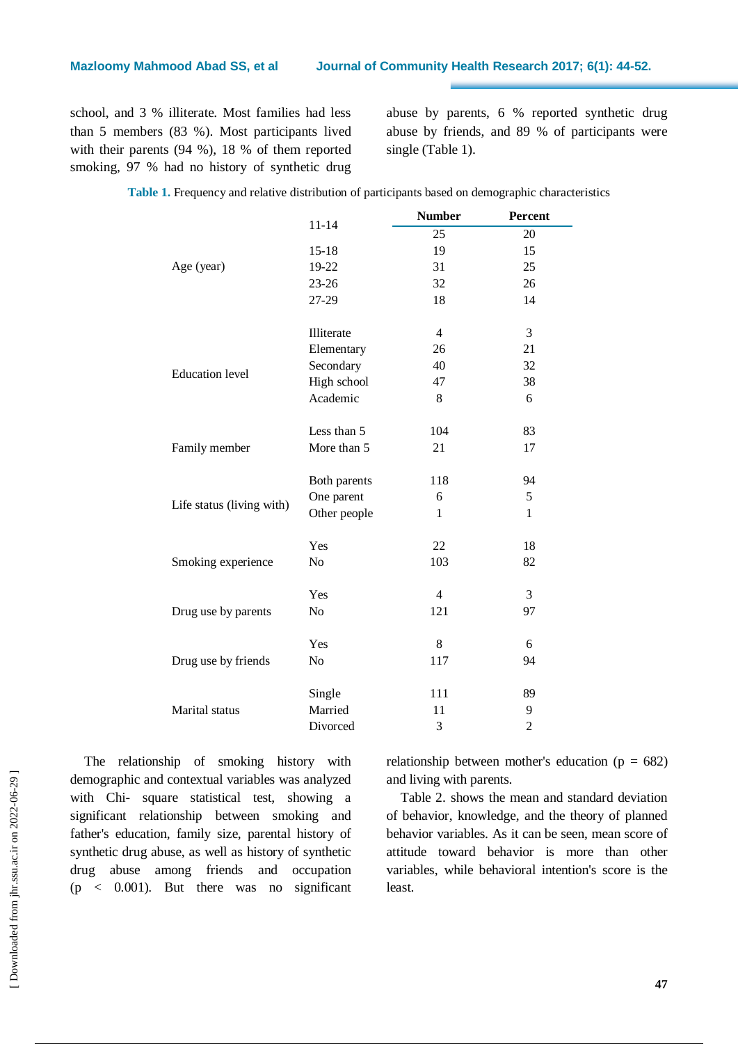school, and 3 % illiterate. Most families had less than 5 members (83 %). Most participants lived with their parents (94 %), 18 % of them reported smoking, 97 % had no history of synthetic drug abuse by parents, 6 % reported synthetic drug abuse by friends, and 89 % of participants were single (Table 1).

**Table 1.** Frequency and relative distribution of participants based on demographic characteristics

| | | Number | Percent |
|---|---|---|---|
| Age (year) | 11-14 | 25 | 20 |
| | 15-18 | 19 | 15 |
| | 19-22 | 31 | 25 |
| | 23-26 | 32 | 26 |
| | 27-29 | 18 | 14 |
| Education level | Illiterate | 4 | 3 |
| | Elementary | 26 | 21 |
| | Secondary | 40 | 32 |
| | High school | 47 | 38 |
| | Academic | 8 | 6 |
| Family member | Less than 5 | 104 | 83 |
| | More than 5 | 21 | 17 |
| Life status (living with) | Both parents | 118 | 94 |
| | One parent | 6 | 5 |
| | Other people | 1 | 1 |
| Smoking experience | Yes | 22 | 18 |
| | No | 103 | 82 |
| Drug use by parents | Yes | 4 | 3 |
| | No | 121 | 97 |
| Drug use by friends | Yes | 8 | 6 |
| | No | 117 | 94 |
| Marital status | Single | 111 | 89 |
| | Married | 11 | 9 |
| | Divorced | 3 | 2 |

The relationship of smoking history with demographic and contextual variables was analyzed with Chi- square statistical test, showing a significant relationship between smoking and father's education, family size, parental history of synthetic drug abuse, as well as history of synthetic drug abuse among friends and occupation ($p < 0.001$). But there was no significant relationship between mother's education ($p = 682$) and living with parents.

Table 2. shows the mean and standard deviation of behavior, knowledge, and the theory of planned behavior variables. As it can be seen, mean score of attitude toward behavior is more than other variables, while behavioral intention's score is the least.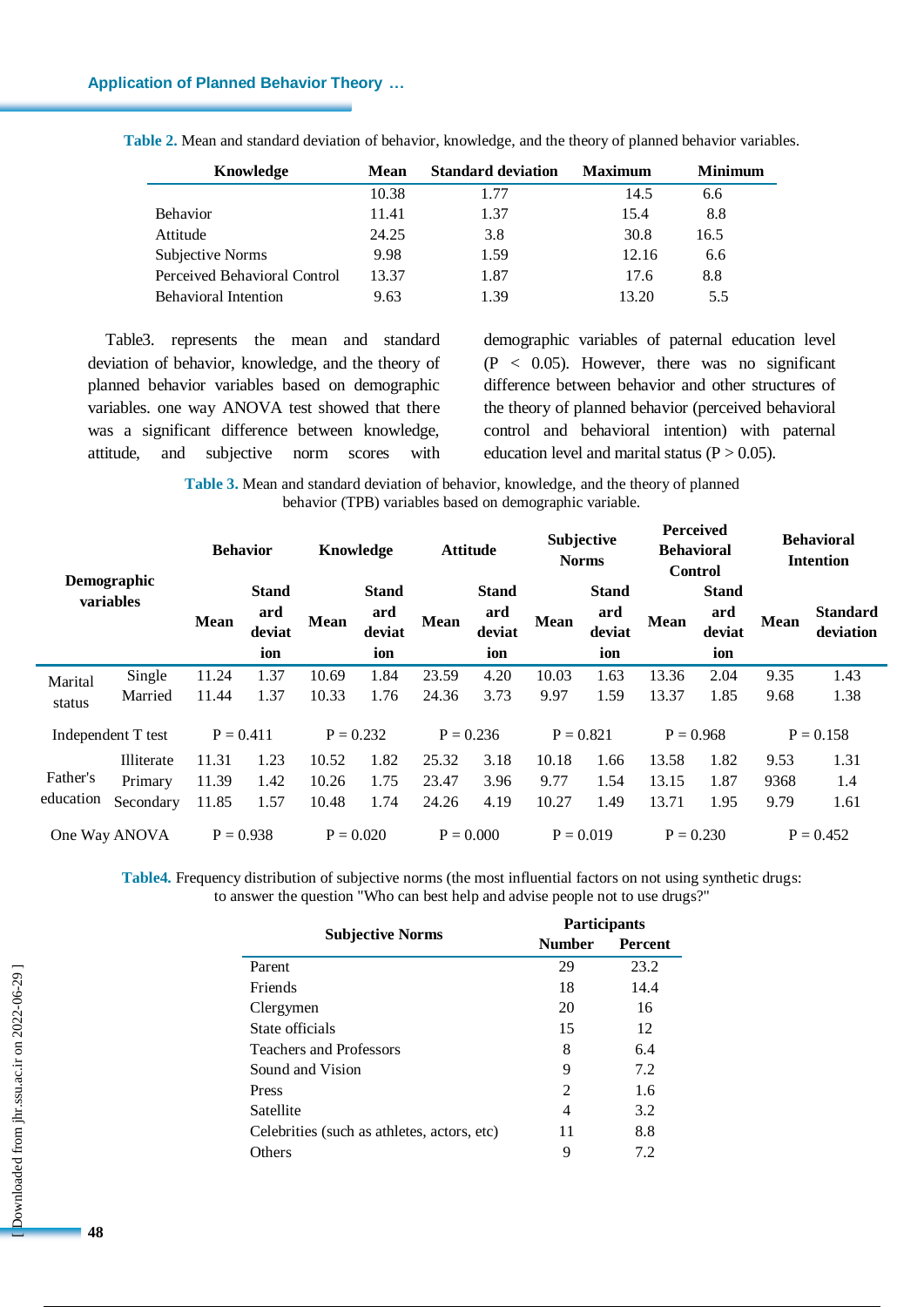**Table 2.** Mean and standard deviation of behavior, knowledge, and the theory of planned behavior variables.

| Knowledge | Mean | Standard deviation | Maximum | Minimum |
|---|---|---|---|---|
| | 10.38 | 1.77 | 14.5 | 6.6 |
| Behavior | 11.41 | 1.37 | 15.4 | 8.8 |
| Attitude | 24.25 | 3.8 | 30.8 | 16.5 |
| Subjective Norms | 9.98 | 1.59 | 12.16 | 6.6 |
| Perceived Behavioral Control | 13.37 | 1.87 | 17.6 | 8.8 |
| Behavioral Intention | 9.63 | 1.39 | 13.20 | 5.5 |

Table3. represents the mean and standard deviation of behavior, knowledge, and the theory of planned behavior variables based on demographic variables. one way ANOVA test showed that there was a significant difference between knowledge, attitude, and subjective norm scores with demographic variables of paternal education level ($P < 0.05$). However, there was no significant difference between behavior and other structures of the theory of planned behavior (perceived behavioral control and behavioral intention) with paternal education level and marital status ($P > 0.05$).

**Table 3.** Mean and standard deviation of behavior, knowledge, and the theory of planned behavior (TPB) variables based on demographic variable.

| Demographic variables | | Behavior | | Knowledge | | Attitude | | Subjective Norms | | Perceived Behavioral Control | | Behavioral Intention | |
|---|---|---|---|---|---|---|---|---|---|---|---|---|---|
| | | Mean | Standard deviation | Mean | Standard deviation | Mean | Standard deviation | Mean | Standard deviation | Mean | Standard deviation | Mean | Standard deviation |
| Marital status | Single | 11.24 | 1.37 | 10.69 | 1.84 | 23.59 | 4.20 | 10.03 | 1.63 | 13.36 | 2.04 | 9.35 | 1.43 |
| | Married | 11.44 | 1.37 | 10.33 | 1.76 | 24.36 | 3.73 | 9.97 | 1.59 | 13.37 | 1.85 | 9.68 | 1.38 |
| Independent T test | | P = 0.411 | | P = 0.232 | | P = 0.236 | | P = 0.821 | | P = 0.968 | | P = 0.158 | |
| Father's education | Illiterate | 11.31 | 1.23 | 10.52 | 1.82 | 25.32 | 3.18 | 10.18 | 1.66 | 13.58 | 1.82 | 9.53 | 1.31 |
| | Primary | 11.39 | 1.42 | 10.26 | 1.75 | 23.47 | 3.96 | 9.77 | 1.54 | 13.15 | 1.87 | 9368 | 1.4 |
| | Secondary | 11.85 | 1.57 | 10.48 | 1.74 | 24.26 | 4.19 | 10.27 | 1.49 | 13.71 | 1.95 | 9.79 | 1.61 |
| One Way ANOVA | | P = 0.938 | | P = 0.020 | | P = 0.000 | | P = 0.019 | | P = 0.230 | | P = 0.452 | |

**Table4.** Frequency distribution of subjective norms (the most influential factors on not using synthetic drugs: to answer the question "Who can best help and advise people not to use drugs?"

| Subjective Norms | Participants | |
|---|---|---|
| | Number | Percent |
| Parent | 29 | 23.2 |
| Friends | 18 | 14.4 |
| Clergymen | 20 | 16 |
| State officials | 15 | 12 |
| Teachers and Professors | 8 | 6.4 |
| Sound and Vision | 9 | 7.2 |
| Press | 2 | 1.6 |
| Satellite | 4 | 3.2 |
| Celebrities (such as athletes, actors, etc) | 11 | 8.8 |
| Others | 9 | 7.2 |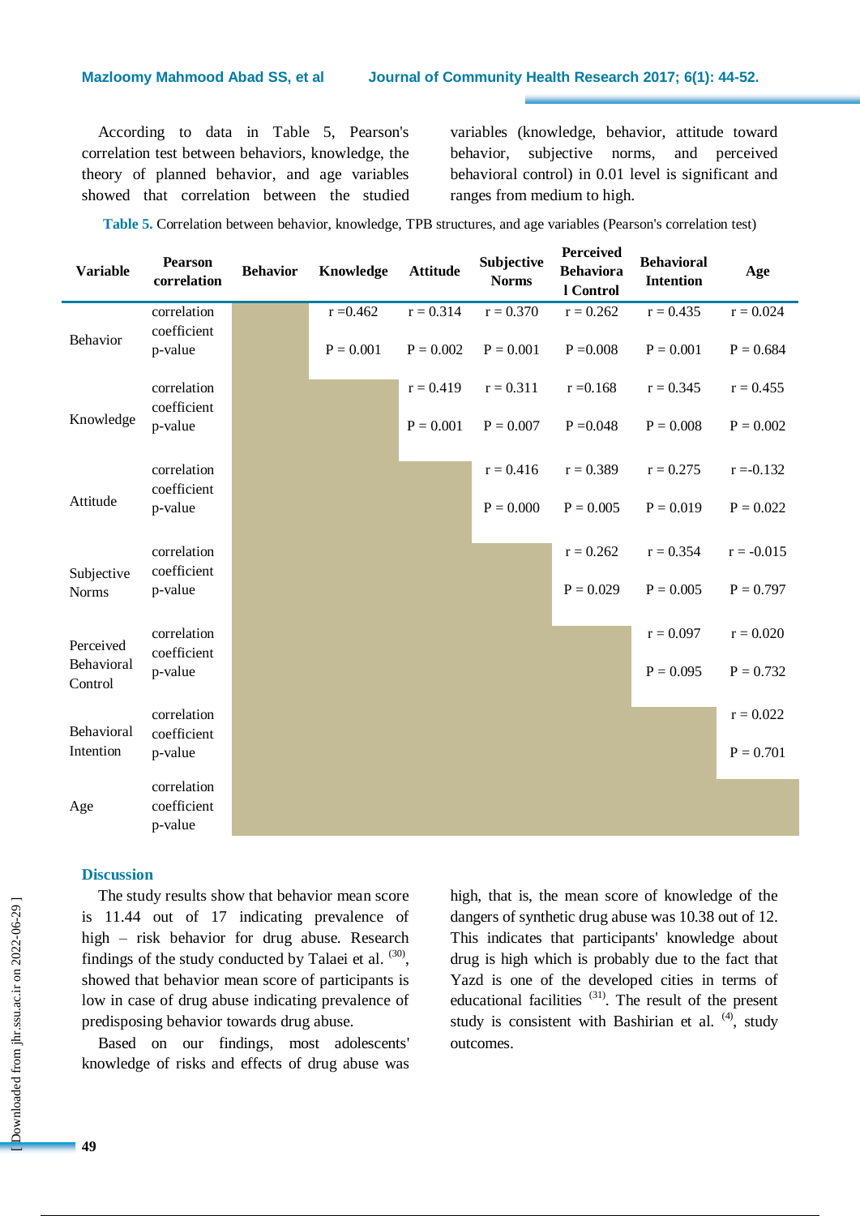According to data in Table 5, Pearson's correlation test between behaviors, knowledge, the theory of planned behavior, and age variables showed that correlation between the studied variables (knowledge, behavior, attitude toward behavior, subjective norms, and perceived behavioral control) in 0.01 level is significant and ranges from medium to high.

**Table 5.** Correlation between behavior, knowledge, TPB structures, and age variables (Pearson's correlation test)

| Variable | Pearson correlation | Behavior | Knowledge | Attitude | Subjective Norms | Perceived Behavioral Control | Behavioral Intention | Age |
|---|---|---|---|---|---|---|---|---|
| Behavior | correlation coefficient | | r =0.462 | r = 0.314 | r = 0.370 | r = 0.262 | r = 0.435 | r = 0.024 |
| | p-value | | P = 0.001 | P = 0.002 | P = 0.001 | P =0.008 | P = 0.001 | P = 0.684 |
| Knowledge | correlation coefficient | | | r = 0.419 | r = 0.311 | r =0.168 | r = 0.345 | r = 0.455 |
| | p-value | | | P = 0.001 | P = 0.007 | P =0.048 | P = 0.008 | P = 0.002 |
| Attitude | correlation coefficient | | | | r = 0.416 | r = 0.389 | r = 0.275 | r =-0.132 |
| | p-value | | | | P = 0.000 | P = 0.005 | P = 0.019 | P = 0.022 |
| Subjective Norms | correlation coefficient | | | | | r = 0.262 | r = 0.354 | r = -0.015 |
| | p-value | | | | | P = 0.029 | P = 0.005 | P = 0.797 |
| Perceived Behavioral Control | correlation coefficient | | | | | | r = 0.097 | r = 0.020 |
| | p-value | | | | | | P = 0.095 | P = 0.732 |
| Behavioral Intention | correlation coefficient | | | | | | | r = 0.022 |
| | p-value | | | | | | | P = 0.701 |
| Age | correlation coefficient | | | | | | | |
| | p-value | | | | | | | |

## Discussion

The study results show that behavior mean score is 11.44 out of 17 indicating prevalence of high – risk behavior for drug abuse. Research findings of the study conducted by Talaei et al. [30], showed that behavior mean score of participants is low in case of drug abuse indicating prevalence of predisposing behavior towards drug abuse.

Based on our findings, most adolescents' knowledge of risks and effects of drug abuse was high, that is, the mean score of knowledge of the dangers of synthetic drug abuse was 10.38 out of 12. This indicates that participants' knowledge about drug is high which is probably due to the fact that Yazd is one of the developed cities in terms of educational facilities [31]. The result of the present study is consistent with Bashirian et al. [4], study outcomes.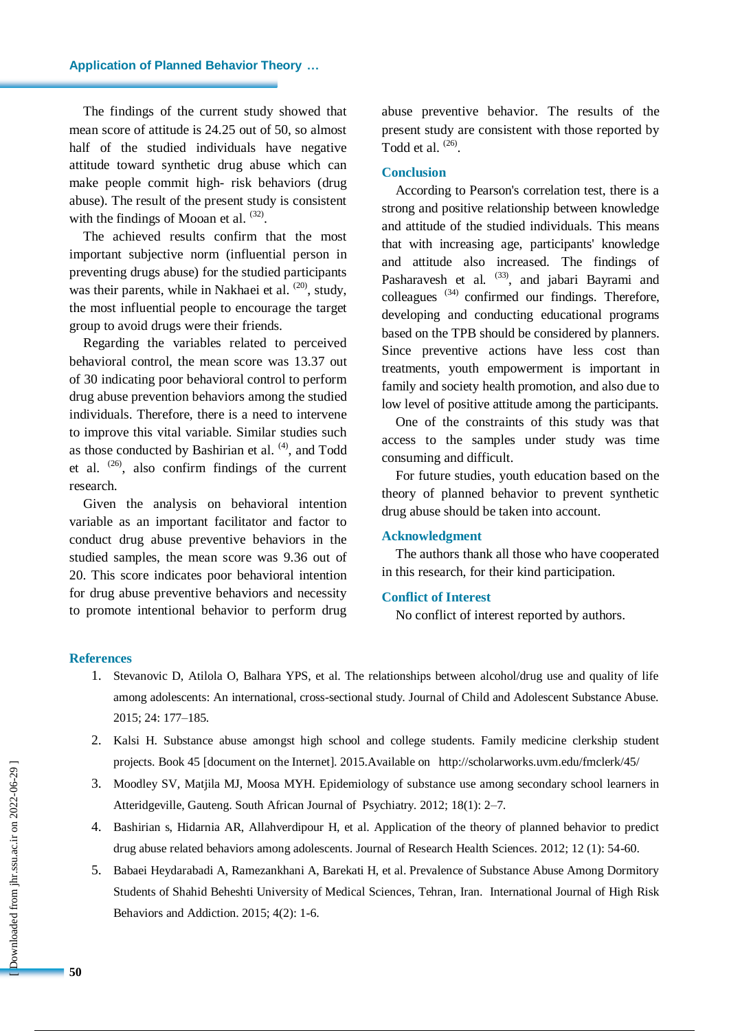The findings of the current study showed that mean score of attitude is 24.25 out of 50, so almost half of the studied individuals have negative attitude toward synthetic drug abuse which can make people commit high- risk behaviors (drug abuse). The result of the present study is consistent with the findings of Mooan et al. [32].

The achieved results confirm that the most important subjective norm (influential person in preventing drugs abuse) for the studied participants was their parents, while in Nakhaei et al. [20], study, the most influential people to encourage the target group to avoid drugs were their friends.

Regarding the variables related to perceived behavioral control, the mean score was 13.37 out of 30 indicating poor behavioral control to perform drug abuse prevention behaviors among the studied individuals. Therefore, there is a need to intervene to improve this vital variable. Similar studies such as those conducted by Bashirian et al. [4], and Todd et al. [26], also confirm findings of the current research.

Given the analysis on behavioral intention variable as an important facilitator and factor to conduct drug abuse preventive behaviors in the studied samples, the mean score was 9.36 out of 20. This score indicates poor behavioral intention for drug abuse preventive behaviors and necessity to promote intentional behavior to perform drug abuse preventive behavior. The results of the present study are consistent with those reported by Todd et al. [26].

## Conclusion

According to Pearson's correlation test, there is a strong and positive relationship between knowledge and attitude of the studied individuals. This means that with increasing age, participants' knowledge and attitude also increased. The findings of Pasharavesh et al. [33], and jabari Bayrami and colleagues [34] confirmed our findings. Therefore, developing and conducting educational programs based on the TPB should be considered by planners. Since preventive actions have less cost than treatments, youth empowerment is important in family and society health promotion, and also due to low level of positive attitude among the participants.

One of the constraints of this study was that access to the samples under study was time consuming and difficult.

For future studies, youth education based on the theory of planned behavior to prevent synthetic drug abuse should be taken into account.

## Acknowledgment

The authors thank all those who have cooperated in this research, for their kind participation.

## Conflict of Interest

No conflict of interest reported by authors.

## References

1. Stevanovic D, Atilola O, Balhara YPS, et al. The relationships between alcohol/drug use and quality of life among adolescents: An international, cross-sectional study. Journal of Child and Adolescent Substance Abuse. 2015; 24: 177–185.
2. Kalsi H. Substance abuse amongst high school and college students. Family medicine clerkship student projects. Book 45 [document on the Internet]. 2015.Available on http://scholarworks.uvm.edu/fmclerk/45/
3. Moodley SV, Matjila MJ, Moosa MYH. Epidemiology of substance use among secondary school learners in Atteridgeville, Gauteng. South African Journal of Psychiatry. 2012; 18(1): 2–7.
4. Bashirian s, Hidarnia AR, Allahverdipour H, et al. Application of the theory of planned behavior to predict drug abuse related behaviors among adolescents. Journal of Research Health Sciences. 2012; 12 (1): 54-60.
5. Babaei Heydarabadi A, Ramezankhani A, Barekati H, et al. Prevalence of Substance Abuse Among Dormitory Students of Shahid Beheshti University of Medical Sciences, Tehran, Iran. International Journal of High Risk Behaviors and Addiction. 2015; 4(2): 1-6.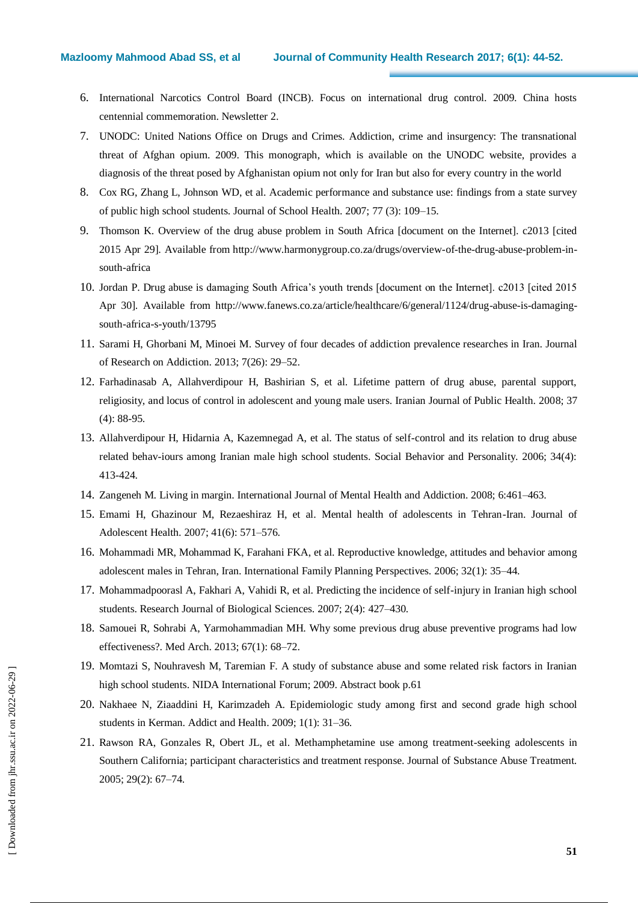6. International Narcotics Control Board (INCB). Focus on international drug control. 2009. China hosts centennial commemoration. Newsletter 2.
7. UNODC: United Nations Office on Drugs and Crimes. Addiction, crime and insurgency: The transnational threat of Afghan opium. 2009. This monograph, which is available on the UNODC website, provides a diagnosis of the threat posed by Afghanistan opium not only for Iran but also for every country in the world
8. Cox RG, Zhang L, Johnson WD, et al. Academic performance and substance use: findings from a state survey of public high school students. Journal of School Health. 2007; 77 (3): 109–15.
9. Thomson K. Overview of the drug abuse problem in South Africa [document on the Internet]. c2013 [cited 2015 Apr 29]. Available from http://www.harmonygroup.co.za/drugs/overview-of-the-drug-abuse-problem-in-south-africa
10. Jordan P. Drug abuse is damaging South Africa's youth trends [document on the Internet]. c2013 [cited 2015 Apr 30]. Available from http://www.fanews.co.za/article/healthcare/6/general/1124/drug-abuse-is-damaging-south-africa-s-youth/13795
11. Sarami H, Ghorbani M, Minoei M. Survey of four decades of addiction prevalence researches in Iran. Journal of Research on Addiction. 2013; 7(26): 29–52.
12. Farhadinasab A, Allahverdipour H, Bashirian S, et al. Lifetime pattern of drug abuse, parental support, religiosity, and locus of control in adolescent and young male users. Iranian Journal of Public Health. 2008; 37 (4): 88-95.
13. Allahverdipour H, Hidarnia A, Kazemnegad A, et al. The status of self-control and its relation to drug abuse related behav-iours among Iranian male high school students. Social Behavior and Personality. 2006; 34(4): 413-424.
14. Zangeneh M. Living in margin. International Journal of Mental Health and Addiction. 2008; 6:461–463.
15. Emami H, Ghazinour M, Rezaeshiraz H, et al. Mental health of adolescents in Tehran-Iran. Journal of Adolescent Health. 2007; 41(6): 571–576.
16. Mohammadi MR, Mohammad K, Farahani FKA, et al. Reproductive knowledge, attitudes and behavior among adolescent males in Tehran, Iran. International Family Planning Perspectives. 2006; 32(1): 35–44.
17. Mohammadpoorasl A, Fakhari A, Vahidi R, et al. Predicting the incidence of self-injury in Iranian high school students. Research Journal of Biological Sciences. 2007; 2(4): 427–430.
18. Samouei R, Sohrabi A, Yarmohammadian MH. Why some previous drug abuse preventive programs had low effectiveness?. Med Arch. 2013; 67(1): 68–72.
19. Momtazi S, Nouhravesh M, Taremian F. A study of substance abuse and some related risk factors in Iranian high school students. NIDA International Forum; 2009. Abstract book p.61
20. Nakhaee N, Ziaaddini H, Karimzadeh A. Epidemiologic study among first and second grade high school students in Kerman. Addict and Health. 2009; 1(1): 31–36.
21. Rawson RA, Gonzales R, Obert JL, et al. Methamphetamine use among treatment-seeking adolescents in Southern California; participant characteristics and treatment response. Journal of Substance Abuse Treatment. 2005; 29(2): 67–74.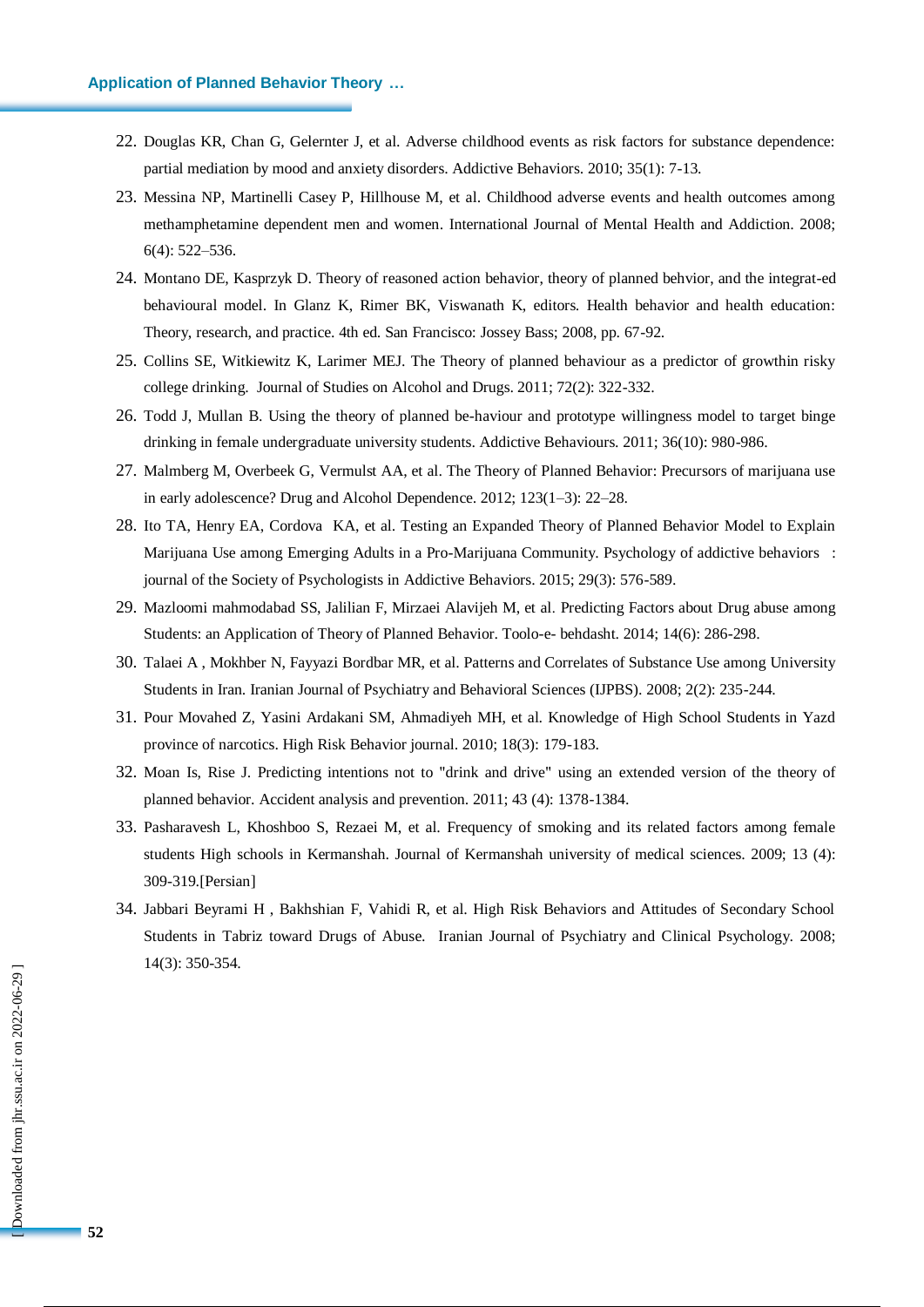22. Douglas KR, Chan G, Gelernter J, et al. Adverse childhood events as risk factors for substance dependence: partial mediation by mood and anxiety disorders. Addictive Behaviors. 2010; 35(1): 7-13.
23. Messina NP, Martinelli Casey P, Hillhouse M, et al. Childhood adverse events and health outcomes among methamphetamine dependent men and women. International Journal of Mental Health and Addiction. 2008; 6(4): 522–536.
24. Montano DE, Kasprzyk D. Theory of reasoned action behavior, theory of planned behvior, and the integrat-ed behavioural model. In Glanz K, Rimer BK, Viswanath K, editors. Health behavior and health education: Theory, research, and practice. 4th ed. San Francisco: Jossey Bass; 2008, pp. 67-92.
25. Collins SE, Witkiewitz K, Larimer MEJ. The Theory of planned behaviour as a predictor of growthin risky college drinking. Journal of Studies on Alcohol and Drugs. 2011; 72(2): 322-332.
26. Todd J, Mullan B. Using the theory of planned be-haviour and prototype willingness model to target binge drinking in female undergraduate university students. Addictive Behaviours. 2011; 36(10): 980-986.
27. Malmberg M, Overbeek G, Vermulst AA, et al. The Theory of Planned Behavior: Precursors of marijuana use in early adolescence? Drug and Alcohol Dependence. 2012; 123(1–3): 22–28.
28. Ito TA, Henry EA, Cordova KA, et al. Testing an Expanded Theory of Planned Behavior Model to Explain Marijuana Use among Emerging Adults in a Pro-Marijuana Community. Psychology of addictive behaviors : journal of the Society of Psychologists in Addictive Behaviors. 2015; 29(3): 576-589.
29. Mazloomi mahmodabad SS, Jalilian F, Mirzaei Alavijeh M, et al. Predicting Factors about Drug abuse among Students: an Application of Theory of Planned Behavior. Toolo-e- behdasht. 2014; 14(6): 286-298.
30. Talaei A , Mokhber N, Fayyazi Bordbar MR, et al. Patterns and Correlates of Substance Use among University Students in Iran. Iranian Journal of Psychiatry and Behavioral Sciences (IJPBS). 2008; 2(2): 235-244.
31. Pour Movahed Z, Yasini Ardakani SM, Ahmadiyeh MH, et al. Knowledge of High School Students in Yazd province of narcotics. High Risk Behavior journal. 2010; 18(3): 179-183.
32. Moan Is, Rise J. Predicting intentions not to "drink and drive" using an extended version of the theory of planned behavior. Accident analysis and prevention. 2011; 43 (4): 1378-1384.
33. Pasharavesh L, Khoshboo S, Rezaei M, et al. Frequency of smoking and its related factors among female students High schools in Kermanshah. Journal of Kermanshah university of medical sciences. 2009; 13 (4): 309-319.[Persian]
34. Jabbari Beyrami H , Bakhshian F, Vahidi R, et al. High Risk Behaviors and Attitudes of Secondary School Students in Tabriz toward Drugs of Abuse. Iranian Journal of Psychiatry and Clinical Psychology. 2008; 14(3): 350-354.